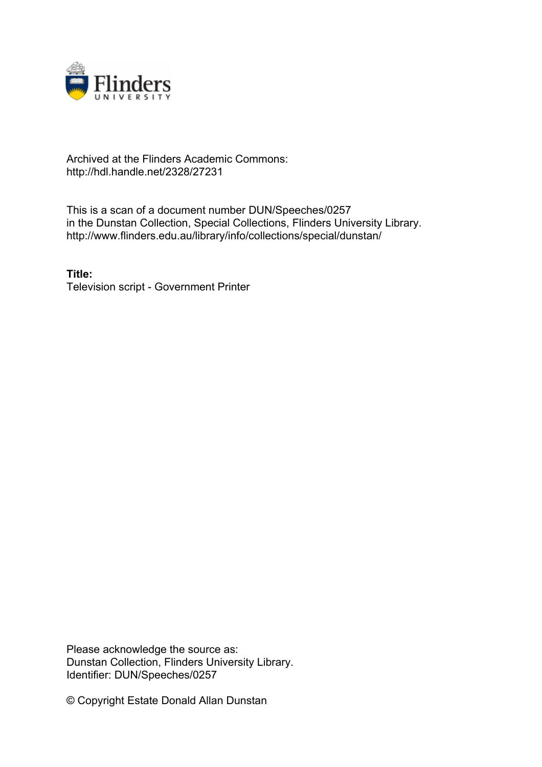Archived at the Flinders Academic Commons:
http://hdl.handle.net/2328/27231

This is a scan of a document number DUN/Speeches/0257 in the Dunstan Collection, Special Collections, Flinders University Library.
http://www.flinders.edu.au/library/info/collections/special/dunstan/

**Title:**
Television script - Government Printer

Please acknowledge the source as:
Dunstan Collection, Flinders University Library.
Identifier: DUN/Speeches/0257

© Copyright Estate Donald Allan Dunstan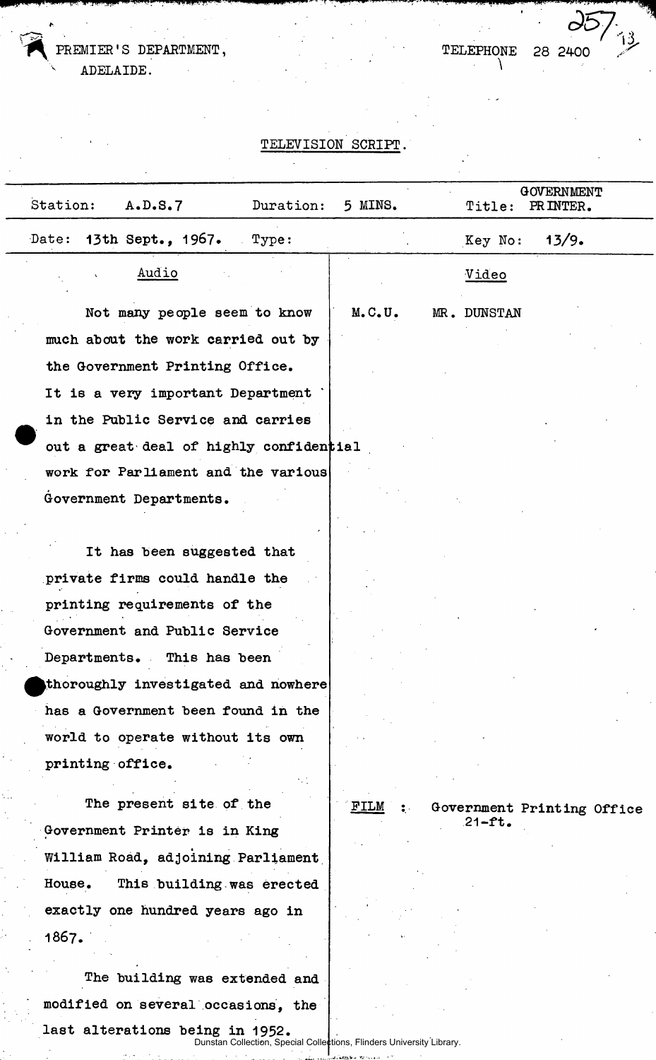PREMIER'S DEPARTMENT,
ADELAIDE.

TELEPHONE 28 2400

257 13

# TELEVISION SCRIPT.

| Station: A.D.S.7 | Duration: 5 MINS. | Title: GOVERNMENT PRINTER. |
|---|---|---|
| Date: 13th Sept., 1967. | Type: | Key No: 13/9. |

| Audio | Video |
|---|---|
| Not many people seem to know much about the work carried out by the Government Printing Office. It is a very important Department in the Public Service and carries out a great deal of highly confidential work for Parliament and the various Government Departments. | M.C.U. MR. DUNSTAN |
| It has been suggested that private firms could handle the printing requirements of the Government and Public Service Departments. This has been thoroughly investigated and nowhere has a Government been found in the world to operate without its own printing office. | |
| The present site of the Government Printer is in King William Road, adjoining Parliament House. This building was erected exactly one hundred years ago in 1867. | FILM : Government Printing Office 21-ft. |
| The building was extended and modified on several occasions, the last alterations being in 1952. | |

Dunstan Collection, Special Collections, Flinders University Library.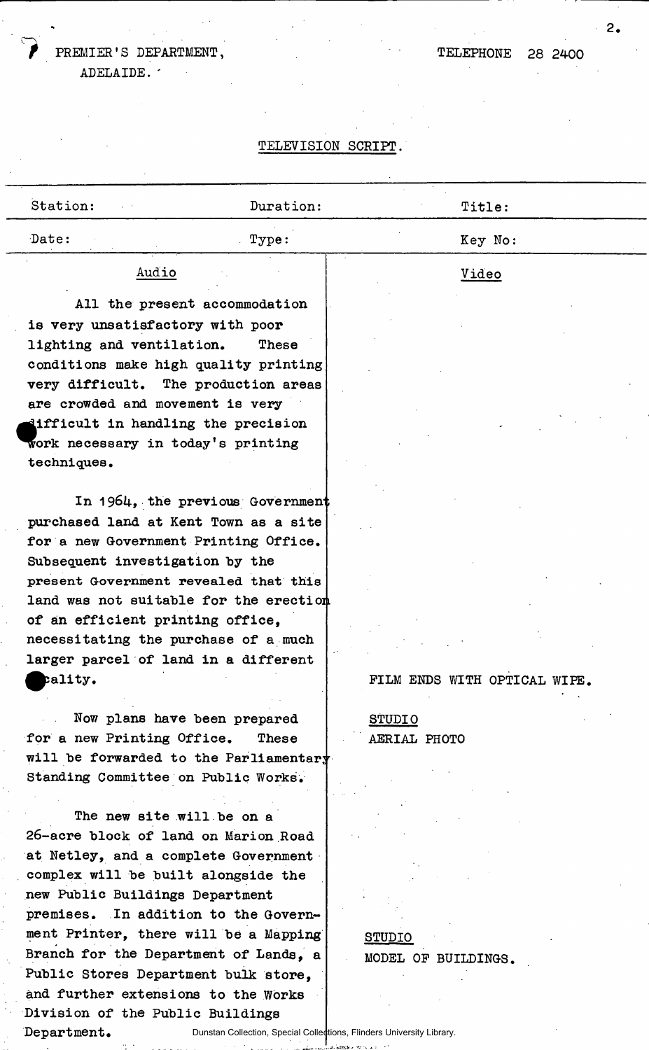PREMIER'S DEPARTMENT,
ADELAIDE.

TELEPHONE 28 2400

TELEVISION SCRIPT.

| Station: | Duration: | Title: |
|---|---|---|
| Date: | Type: | Key No: |

| Audio | Video |
|---|---|
| All the present accommodation is very unsatisfactory with poor lighting and ventilation. These conditions make high quality printing very difficult. The production areas are crowded and movement is very difficult in handling the precision work necessary in today's printing techniques. | |
| In 1964, the previous Government purchased land at Kent Town as a site for a new Government Printing Office. Subsequent investigation by the present Government revealed that this land was not suitable for the erection of an efficient printing office, necessitating the purchase of a much larger parcel of land in a different locality. | FILM ENDS WITH OPTICAL WIPE. |
| Now plans have been prepared for a new Printing Office. These will be forwarded to the Parliamentary Standing Committee on Public Works. | STUDIO<br>AERIAL PHOTO |
| The new site will be on a 26-acre block of land on Marion Road at Netley, and a complete Government complex will be built alongside the new Public Buildings Department premises. In addition to the Government Printer, there will be a Mapping Branch for the Department of Lands, a Public Stores Department bulk store, and further extensions to the Works Division of the Public Buildings Department. | STUDIO<br>MODEL OF BUILDINGS. |

Dunstan Collection, Special Collections, Flinders University Library.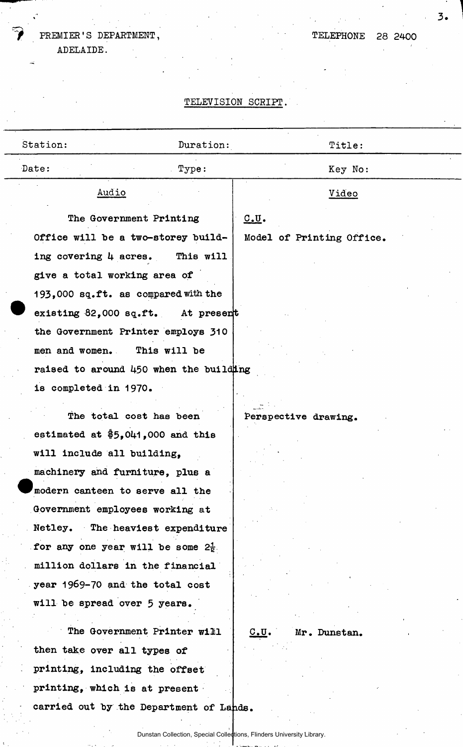PREMIER'S DEPARTMENT,
ADELAIDE.

TELEPHONE 28 2400

TELEVISION SCRIPT.

| Station: | Duration: | Title: |
|---|---|---|
| Date: | Type: | Key No: |

| Audio | Video |
|---|---|
| The Government Printing Office will be a two-storey building covering 4 acres. This will give a total working area of 193,000 sq.ft. as compared with the existing 82,000 sq.ft. At present the Government Printer employs 310 men and women. This will be raised to around 450 when the building is completed in 1970. | C.U. Model of Printing Office. |
| The total cost has been estimated at $5,041,000 and this will include all building, machinery and furniture, plus a modern canteen to serve all the Government employees working at Netley. The heaviest expenditure for any one year will be some 2½ million dollars in the financial year 1969-70 and the total cost will be spread over 5 years. | Perspective drawing. |
| The Government Printer will then take over all types of printing, including the offset printing, which is at present carried out by the Department of Lands. | C.U. Mr. Dunstan. |

Dunstan Collection, Special Collections, Flinders University Library.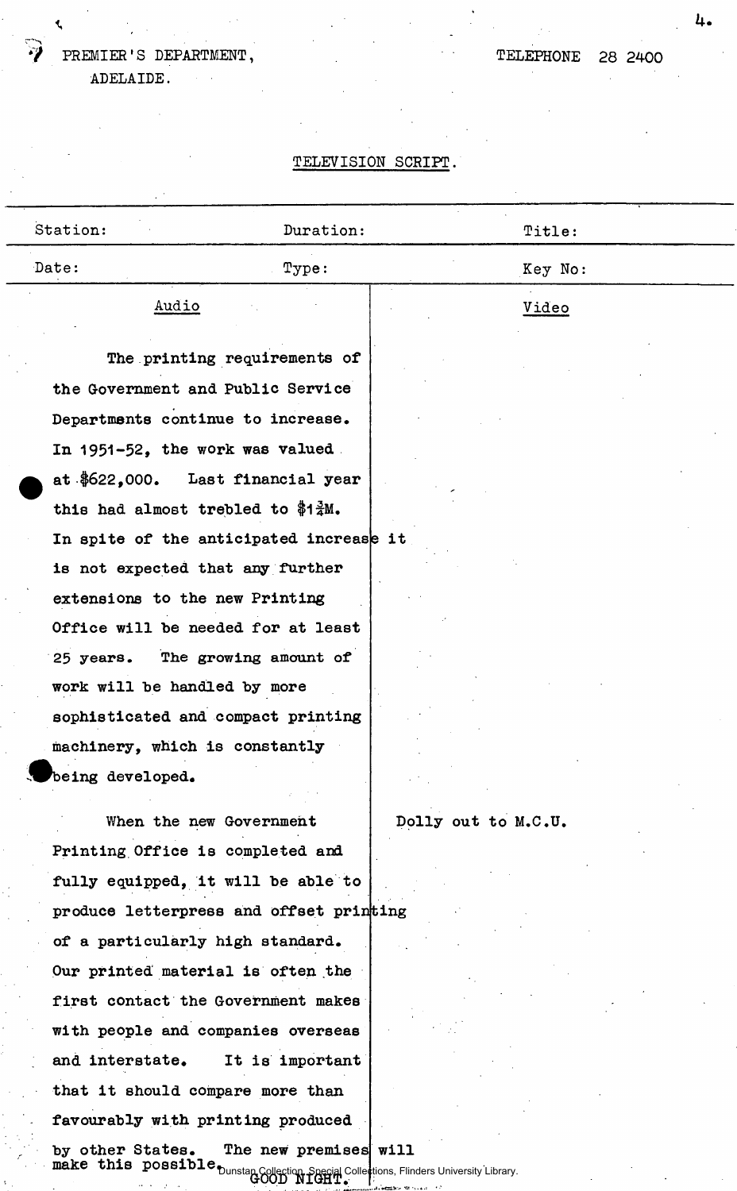PREMIER'S DEPARTMENT,
ADELAIDE.

TELEPHONE 28 2400

TELEVISION SCRIPT.

| Station: | Duration: | Title: |
|---|---|---|
| Date: | Type: | Key No: |

| Audio | Video |
|---|---|
| The printing requirements of the Government and Public Service Departments continue to increase. In 1951-52, the work was valued at $622,000. Last financial year this had almost trebled to $1¾M. In spite of the anticipated increase it is not expected that any further extensions to the new Printing Office will be needed for at least 25 years. The growing amount of work will be handled by more sophisticated and compact printing machinery, which is constantly being developed. | |
| When the new Government Printing Office is completed and fully equipped, it will be able to produce letterpress and offset printing of a particularly high standard. Our printed material is often the first contact the Government makes with people and companies overseas and interstate. It is important that it should compare more than favourably with printing produced by other States. The new premises will make this possible. | Dolly out to M.C.U. |

GOOD NIGHT.

Dunstan Collection, Special Collections, Flinders University Library.